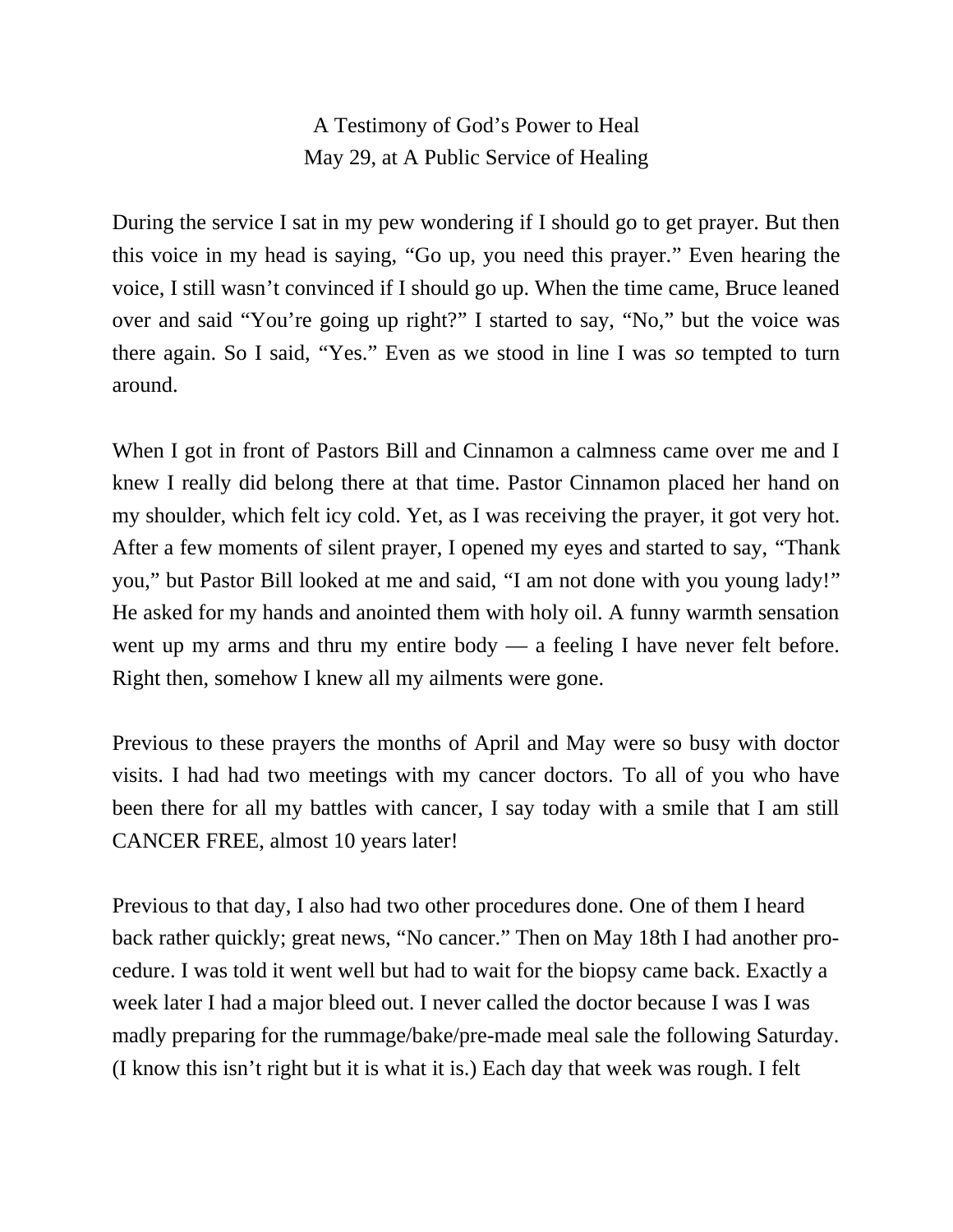# A Testimony of God's Power to Heal
## May 29, at A Public Service of Healing

During the service I sat in my pew wondering if I should go to get prayer. But then this voice in my head is saying, "Go up, you need this prayer." Even hearing the voice, I still wasn't convinced if I should go up. When the time came, Bruce leaned over and said "You're going up right?" I started to say, "No," but the voice was there again. So I said, "Yes." Even as we stood in line I was *so* tempted to turn around.

When I got in front of Pastors Bill and Cinnamon a calmness came over me and I knew I really did belong there at that time. Pastor Cinnamon placed her hand on my shoulder, which felt icy cold. Yet, as I was receiving the prayer, it got very hot. After a few moments of silent prayer, I opened my eyes and started to say, "Thank you," but Pastor Bill looked at me and said, "I am not done with you young lady!" He asked for my hands and anointed them with holy oil. A funny warmth sensation went up my arms and thru my entire body — a feeling I have never felt before. Right then, somehow I knew all my ailments were gone.

Previous to these prayers the months of April and May were so busy with doctor visits. I had had two meetings with my cancer doctors. To all of you who have been there for all my battles with cancer, I say today with a smile that I am still CANCER FREE, almost 10 years later!

Previous to that day, I also had two other procedures done. One of them I heard back rather quickly; great news, "No cancer." Then on May 18th I had another procedure. I was told it went well but had to wait for the biopsy came back. Exactly a week later I had a major bleed out. I never called the doctor because I was I was madly preparing for the rummage/bake/pre-made meal sale the following Saturday. (I know this isn't right but it is what it is.) Each day that week was rough. I felt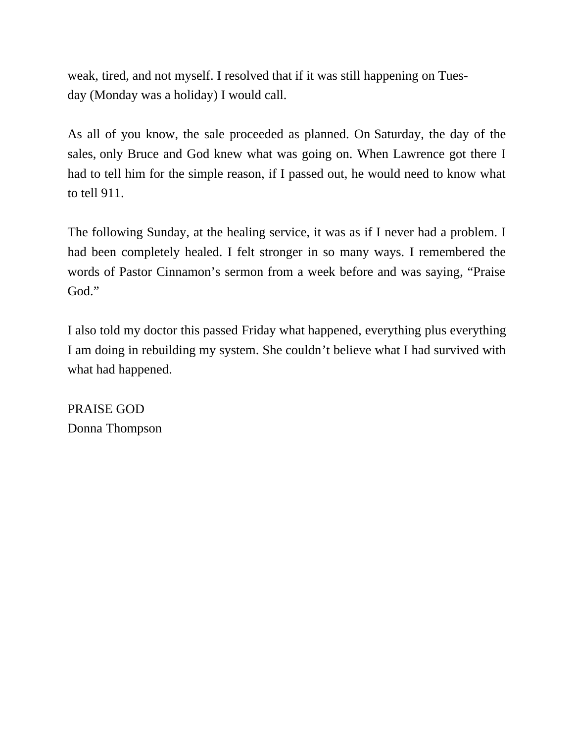weak, tired, and not myself. I resolved that if it was still happening on Tuesday (Monday was a holiday) I would call.

As all of you know, the sale proceeded as planned. On Saturday, the day of the sales, only Bruce and God knew what was going on. When Lawrence got there I had to tell him for the simple reason, if I passed out, he would need to know what to tell 911.

The following Sunday, at the healing service, it was as if I never had a problem. I had been completely healed. I felt stronger in so many ways. I remembered the words of Pastor Cinnamon's sermon from a week before and was saying, "Praise God."

I also told my doctor this passed Friday what happened, everything plus everything I am doing in rebuilding my system. She couldn't believe what I had survived with what had happened.

PRAISE GOD
Donna Thompson